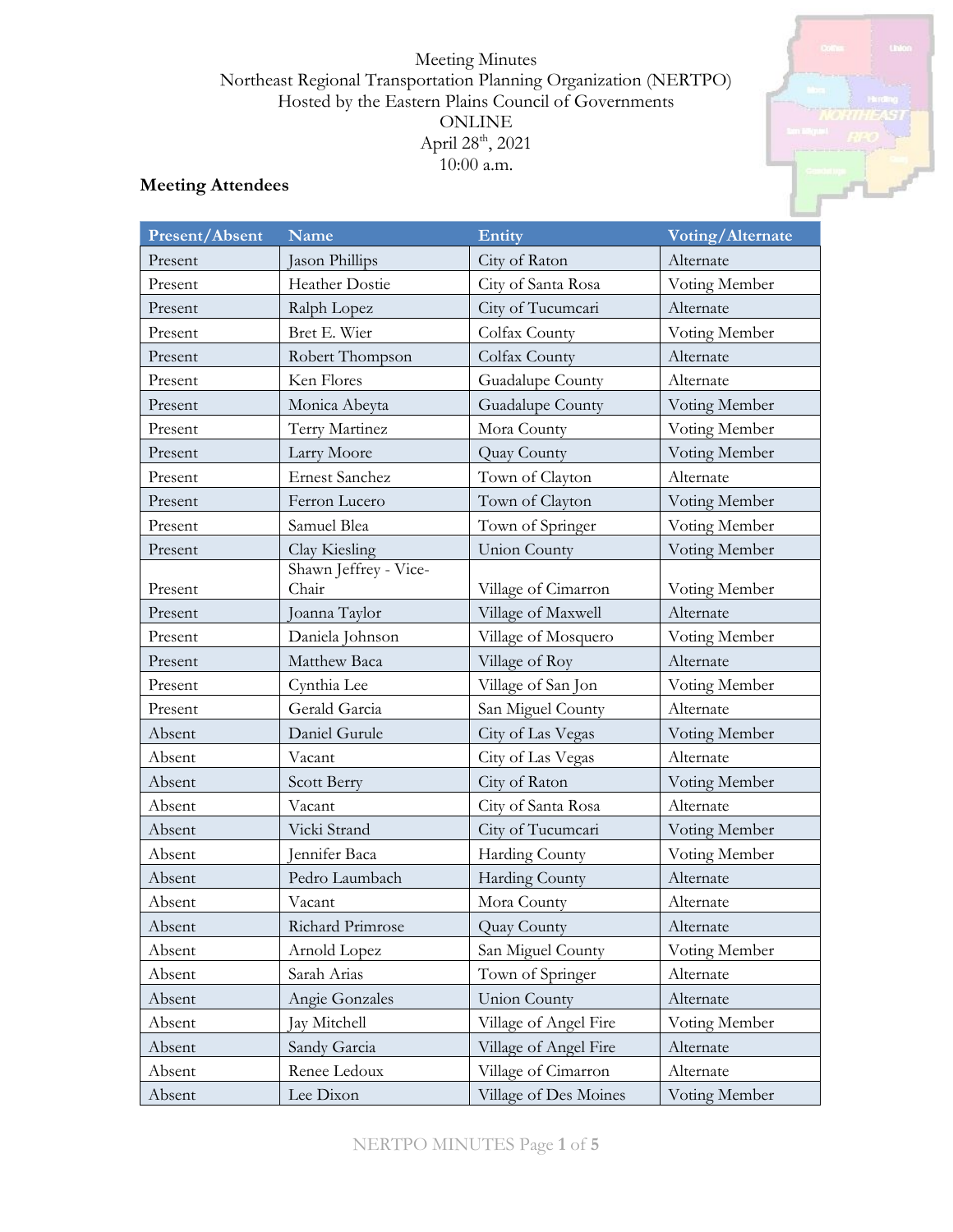Meeting Minutes
Northeast Regional Transportation Planning Organization (NERTPO)
Hosted by the Eastern Plains Council of Governments
ONLINE
April 28th, 2021
10:00 a.m.

## Meeting Attendees

| Present/Absent | Name | Entity | Voting/Alternate |
|---|---|---|---|
| Present | Jason Phillips | City of Raton | Alternate |
| Present | Heather Dostie | City of Santa Rosa | Voting Member |
| Present | Ralph Lopez | City of Tucumcari | Alternate |
| Present | Bret E. Wier | Colfax County | Voting Member |
| Present | Robert Thompson | Colfax County | Alternate |
| Present | Ken Flores | Guadalupe County | Alternate |
| Present | Monica Abeyta | Guadalupe County | Voting Member |
| Present | Terry Martinez | Mora County | Voting Member |
| Present | Larry Moore | Quay County | Voting Member |
| Present | Ernest Sanchez | Town of Clayton | Alternate |
| Present | Ferron Lucero | Town of Clayton | Voting Member |
| Present | Samuel Blea | Town of Springer | Voting Member |
| Present | Clay Kiesling | Union County | Voting Member |
| Present | Shawn Jeffrey - Vice-Chair | Village of Cimarron | Voting Member |
| Present | Joanna Taylor | Village of Maxwell | Alternate |
| Present | Daniela Johnson | Village of Mosquero | Voting Member |
| Present | Matthew Baca | Village of Roy | Alternate |
| Present | Cynthia Lee | Village of San Jon | Voting Member |
| Present | Gerald Garcia | San Miguel County | Alternate |
| Absent | Daniel Gurule | City of Las Vegas | Voting Member |
| Absent | Vacant | City of Las Vegas | Alternate |
| Absent | Scott Berry | City of Raton | Voting Member |
| Absent | Vacant | City of Santa Rosa | Alternate |
| Absent | Vicki Strand | City of Tucumcari | Voting Member |
| Absent | Jennifer Baca | Harding County | Voting Member |
| Absent | Pedro Laumbach | Harding County | Alternate |
| Absent | Vacant | Mora County | Alternate |
| Absent | Richard Primrose | Quay County | Alternate |
| Absent | Arnold Lopez | San Miguel County | Voting Member |
| Absent | Sarah Arias | Town of Springer | Alternate |
| Absent | Angie Gonzales | Union County | Alternate |
| Absent | Jay Mitchell | Village of Angel Fire | Voting Member |
| Absent | Sandy Garcia | Village of Angel Fire | Alternate |
| Absent | Renee Ledoux | Village of Cimarron | Alternate |
| Absent | Lee Dixon | Village of Des Moines | Voting Member |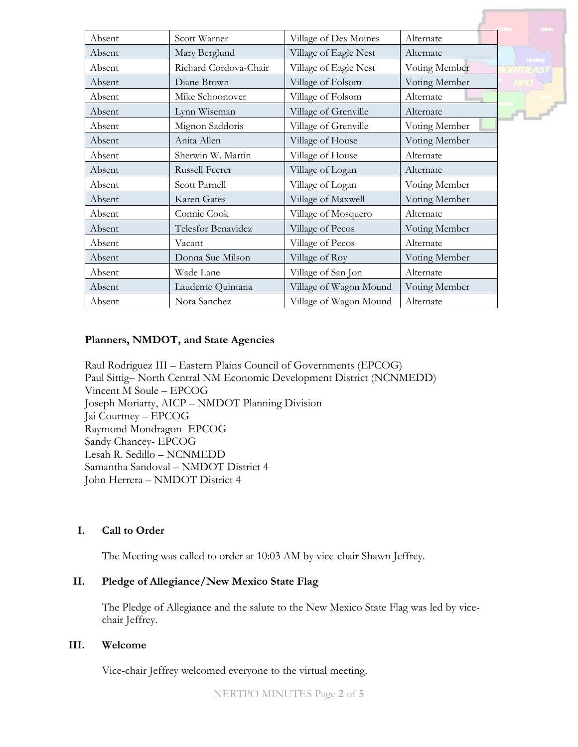| Absent | Scott Warner | Village of Des Moines | Alternate |
|---|---|---|---|
| Absent | Mary Berglund | Village of Eagle Nest | Alternate |
| Absent | Richard Cordova-Chair | Village of Eagle Nest | Voting Member |
| Absent | Diane Brown | Village of Folsom | Voting Member |
| Absent | Mike Schoonover | Village of Folsom | Alternate |
| Absent | Lynn Wiseman | Village of Grenville | Alternate |
| Absent | Mignon Saddoris | Village of Grenville | Voting Member |
| Absent | Anita Allen | Village of House | Voting Member |
| Absent | Sherwin W. Martin | Village of House | Alternate |
| Absent | Russell Feerer | Village of Logan | Alternate |
| Absent | Scott Parnell | Village of Logan | Voting Member |
| Absent | Karen Gates | Village of Maxwell | Voting Member |
| Absent | Connie Cook | Village of Mosquero | Alternate |
| Absent | Telesfor Benavidez | Village of Pecos | Voting Member |
| Absent | Vacant | Village of Pecos | Alternate |
| Absent | Donna Sue Milson | Village of Roy | Voting Member |
| Absent | Wade Lane | Village of San Jon | Alternate |
| Absent | Laudente Quintana | Village of Wagon Mound | Voting Member |
| Absent | Nora Sanchez | Village of Wagon Mound | Alternate |

**Planners, NMDOT, and State Agencies**

Raul Rodriguez III – Eastern Plains Council of Governments (EPCOG)
Paul Sittig– North Central NM Economic Development District (NCNMEDD)
Vincent M Soule – EPCOG
Joseph Moriarty, AICP – NMDOT Planning Division
Jai Courtney – EPCOG
Raymond Mondragon- EPCOG
Sandy Chancey- EPCOG
Lesah R. Sedillo – NCNMEDD
Samantha Sandoval – NMDOT District 4
John Herrera – NMDOT District 4

## I. Call to Order

The Meeting was called to order at 10:03 AM by vice-chair Shawn Jeffrey.

## II. Pledge of Allegiance/New Mexico State Flag

The Pledge of Allegiance and the salute to the New Mexico State Flag was led by vice-chair Jeffrey.

## III. Welcome

Vice-chair Jeffrey welcomed everyone to the virtual meeting.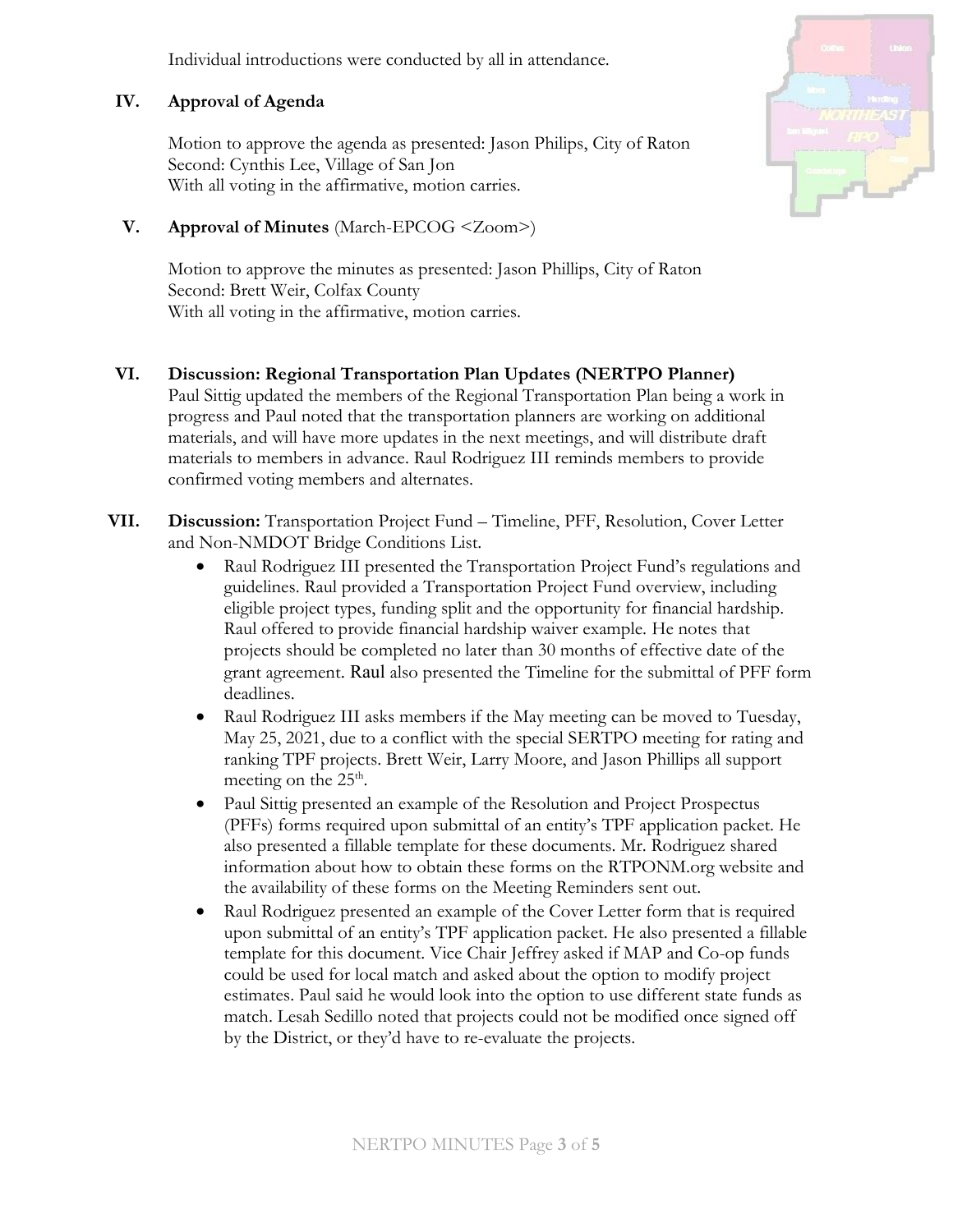Individual introductions were conducted by all in attendance.

## IV. Approval of Agenda

Motion to approve the agenda as presented: Jason Philips, City of Raton
Second: Cynthis Lee, Village of San Jon
With all voting in the affirmative, motion carries.

## V. Approval of Minutes (March-EPCOG <Zoom>)

Motion to approve the minutes as presented: Jason Phillips, City of Raton
Second: Brett Weir, Colfax County
With all voting in the affirmative, motion carries.

## VI. Discussion: Regional Transportation Plan Updates (NERTPO Planner)

Paul Sittig updated the members of the Regional Transportation Plan being a work in progress and Paul noted that the transportation planners are working on additional materials, and will have more updates in the next meetings, and will distribute draft materials to members in advance. Raul Rodriguez III reminds members to provide confirmed voting members and alternates.

## VII. Discussion: Transportation Project Fund – Timeline, PFF, Resolution, Cover Letter and Non-NMDOT Bridge Conditions List.

- Raul Rodriguez III presented the Transportation Project Fund's regulations and guidelines. Raul provided a Transportation Project Fund overview, including eligible project types, funding split and the opportunity for financial hardship. Raul offered to provide financial hardship waiver example. He notes that projects should be completed no later than 30 months of effective date of the grant agreement. Raul also presented the Timeline for the submittal of PFF form deadlines.
- Raul Rodriguez III asks members if the May meeting can be moved to Tuesday, May 25, 2021, due to a conflict with the special SERTPO meeting for rating and ranking TPF projects. Brett Weir, Larry Moore, and Jason Phillips all support meeting on the 25th.
- Paul Sittig presented an example of the Resolution and Project Prospectus (PFFs) forms required upon submittal of an entity's TPF application packet. He also presented a fillable template for these documents. Mr. Rodriguez shared information about how to obtain these forms on the RTPONM.org website and the availability of these forms on the Meeting Reminders sent out.
- Raul Rodriguez presented an example of the Cover Letter form that is required upon submittal of an entity's TPF application packet. He also presented a fillable template for this document. Vice Chair Jeffrey asked if MAP and Co-op funds could be used for local match and asked about the option to modify project estimates. Paul said he would look into the option to use different state funds as match. Lesah Sedillo noted that projects could not be modified once signed off by the District, or they'd have to re-evaluate the projects.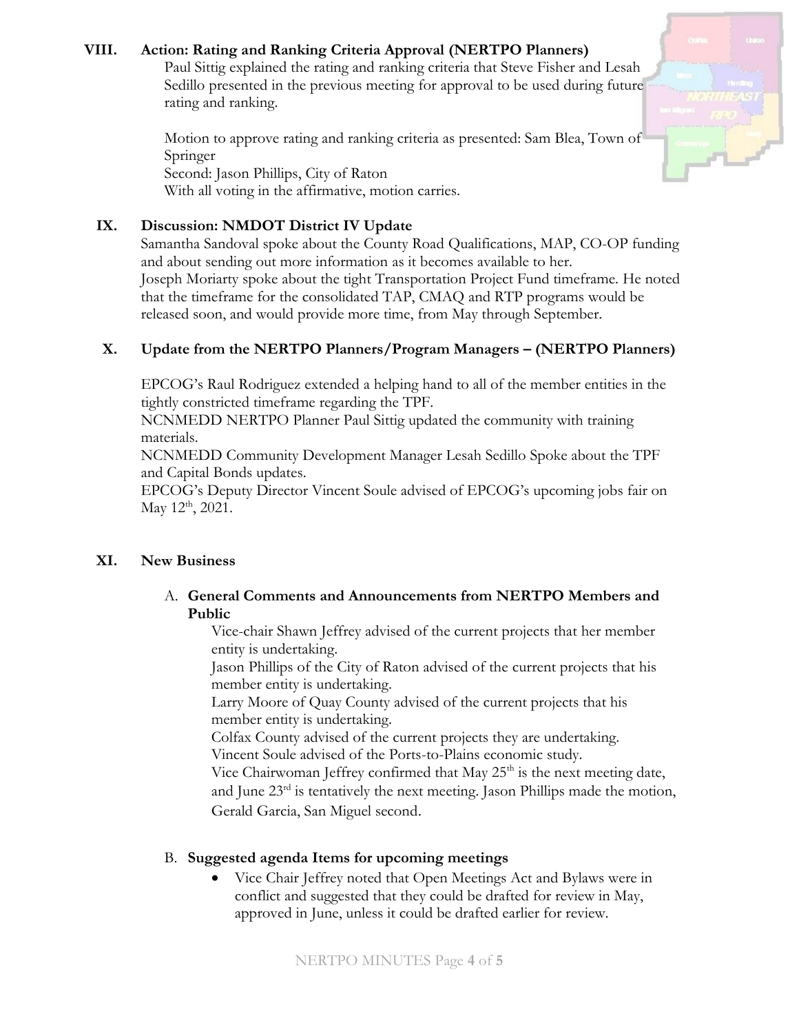## VIII. Action: Rating and Ranking Criteria Approval (NERTPO Planners)

Paul Sittig explained the rating and ranking criteria that Steve Fisher and Lesah Sedillo presented in the previous meeting for approval to be used during future rating and ranking.

Motion to approve rating and ranking criteria as presented: Sam Blea, Town of Springer
Second: Jason Phillips, City of Raton
With all voting in the affirmative, motion carries.

## IX. Discussion: NMDOT District IV Update

Samantha Sandoval spoke about the County Road Qualifications, MAP, CO-OP funding and about sending out more information as it becomes available to her.
Joseph Moriarty spoke about the tight Transportation Project Fund timeframe. He noted that the timeframe for the consolidated TAP, CMAQ and RTP programs would be released soon, and would provide more time, from May through September.

## X. Update from the NERTPO Planners/Program Managers – (NERTPO Planners)

EPCOG's Raul Rodriguez extended a helping hand to all of the member entities in the tightly constricted timeframe regarding the TPF.
NCNMEDD NERTPO Planner Paul Sittig updated the community with training materials.
NCNMEDD Community Development Manager Lesah Sedillo Spoke about the TPF and Capital Bonds updates.
EPCOG's Deputy Director Vincent Soule advised of EPCOG's upcoming jobs fair on May 12th, 2021.

## XI. New Business

### A. General Comments and Announcements from NERTPO Members and Public

Vice-chair Shawn Jeffrey advised of the current projects that her member entity is undertaking.
Jason Phillips of the City of Raton advised of the current projects that his member entity is undertaking.
Larry Moore of Quay County advised of the current projects that his member entity is undertaking.
Colfax County advised of the current projects they are undertaking.
Vincent Soule advised of the Ports-to-Plains economic study.
Vice Chairwoman Jeffrey confirmed that May 25th is the next meeting date, and June 23rd is tentatively the next meeting. Jason Phillips made the motion, Gerald Garcia, San Miguel second.

### B. Suggested agenda Items for upcoming meetings

- Vice Chair Jeffrey noted that Open Meetings Act and Bylaws were in conflict and suggested that they could be drafted for review in May, approved in June, unless it could be drafted earlier for review.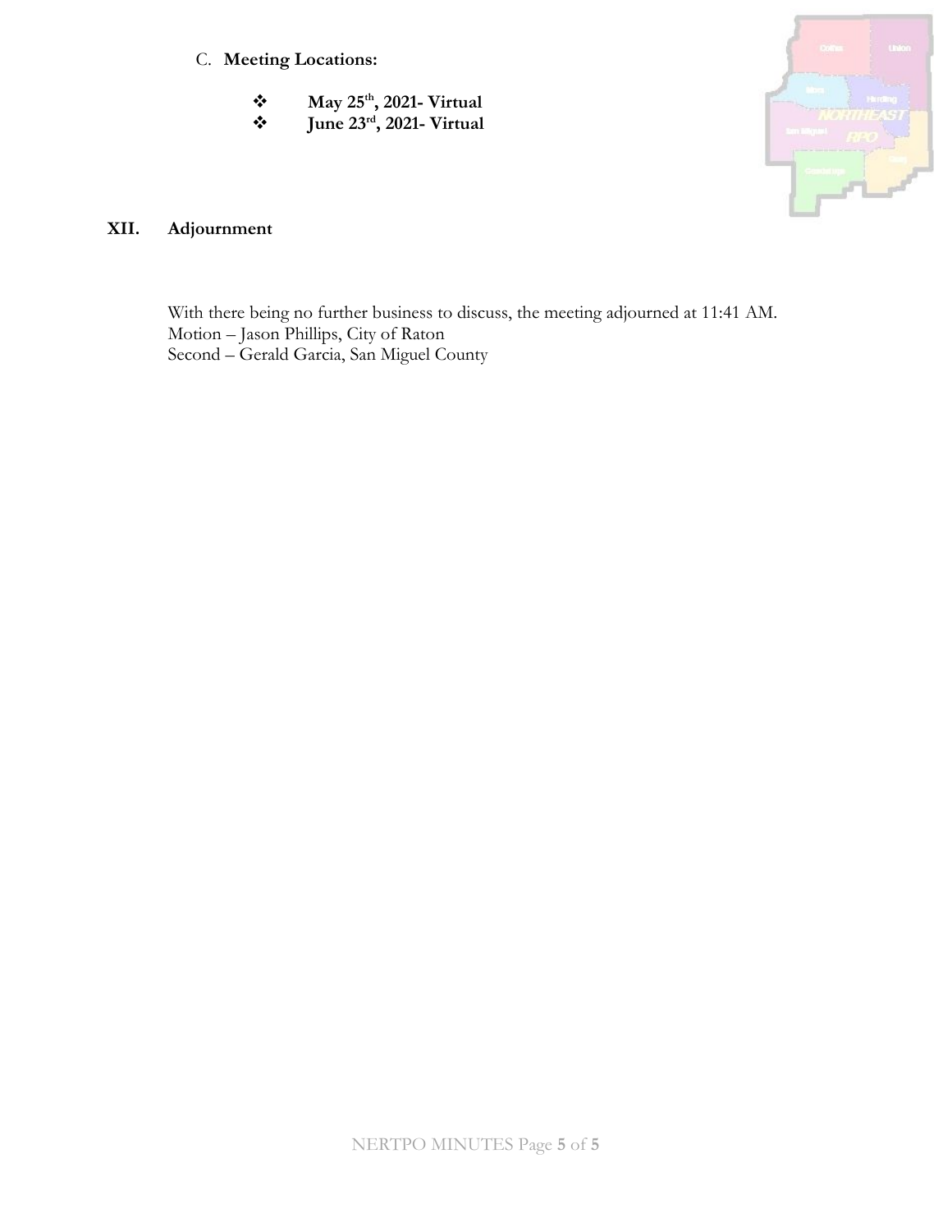C. **Meeting Locations:**

- **May 25th, 2021- Virtual**
- **June 23rd, 2021- Virtual**

## XII. Adjournment

With there being no further business to discuss, the meeting adjourned at 11:41 AM.
Motion – Jason Phillips, City of Raton
Second – Gerald Garcia, San Miguel County